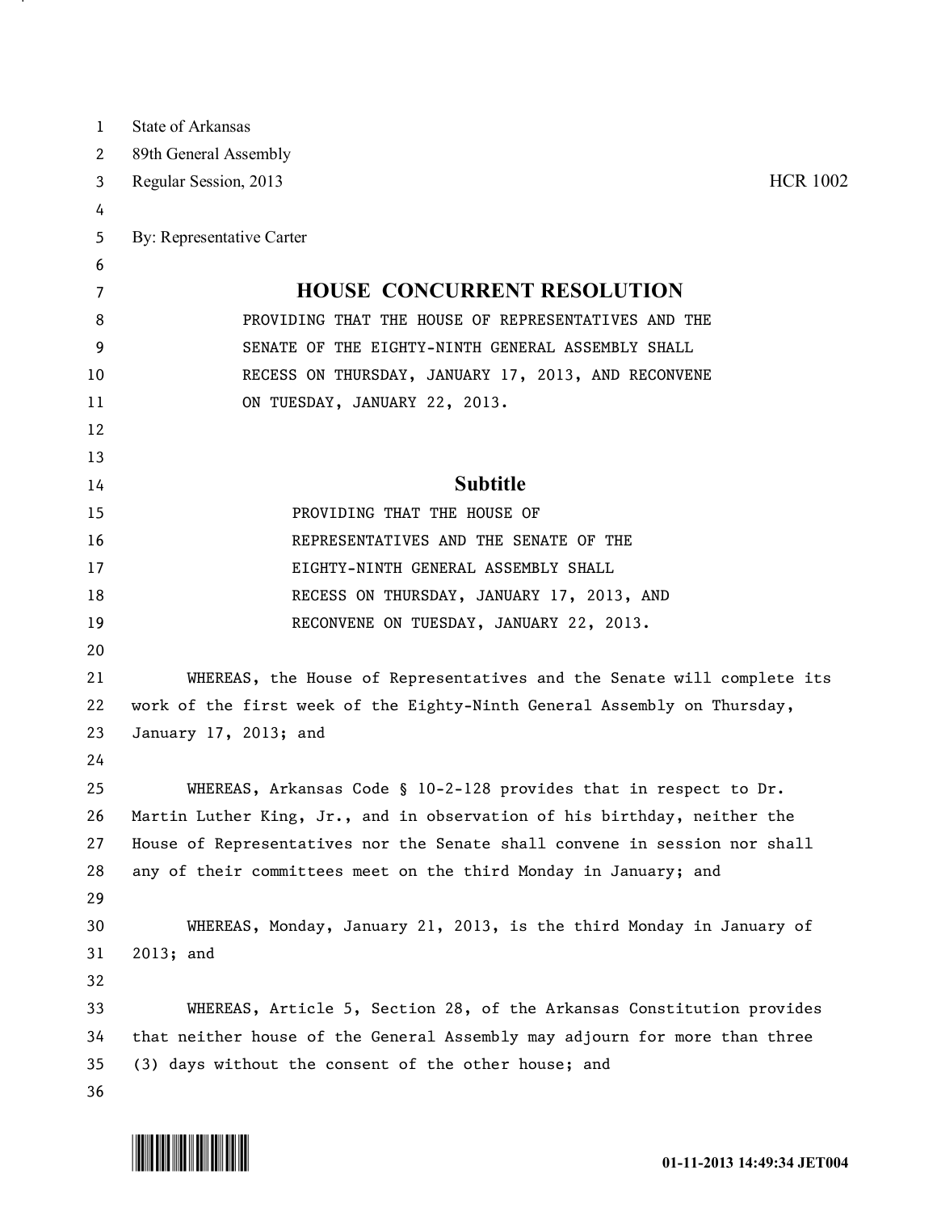State of Arkansas
89th General Assembly
Regular Session, 2013 HCR 1002

By: Representative Carter

# HOUSE CONCURRENT RESOLUTION

PROVIDING THAT THE HOUSE OF REPRESENTATIVES AND THE SENATE OF THE EIGHTY-NINTH GENERAL ASSEMBLY SHALL RECESS ON THURSDAY, JANUARY 17, 2013, AND RECONVENE ON TUESDAY, JANUARY 22, 2013.

## Subtitle

PROVIDING THAT THE HOUSE OF REPRESENTATIVES AND THE SENATE OF THE EIGHTY-NINTH GENERAL ASSEMBLY SHALL RECESS ON THURSDAY, JANUARY 17, 2013, AND RECONVENE ON TUESDAY, JANUARY 22, 2013.

WHEREAS, the House of Representatives and the Senate will complete its work of the first week of the Eighty-Ninth General Assembly on Thursday, January 17, 2013; and

WHEREAS, Arkansas Code § 10-2-128 provides that in respect to Dr. Martin Luther King, Jr., and in observation of his birthday, neither the House of Representatives nor the Senate shall convene in session nor shall any of their committees meet on the third Monday in January; and

WHEREAS, Monday, January 21, 2013, is the third Monday in January of 2013; and

WHEREAS, Article 5, Section 28, of the Arkansas Constitution provides that neither house of the General Assembly may adjourn for more than three (3) days without the consent of the other house; and

01-11-2013 14:49:34 JET004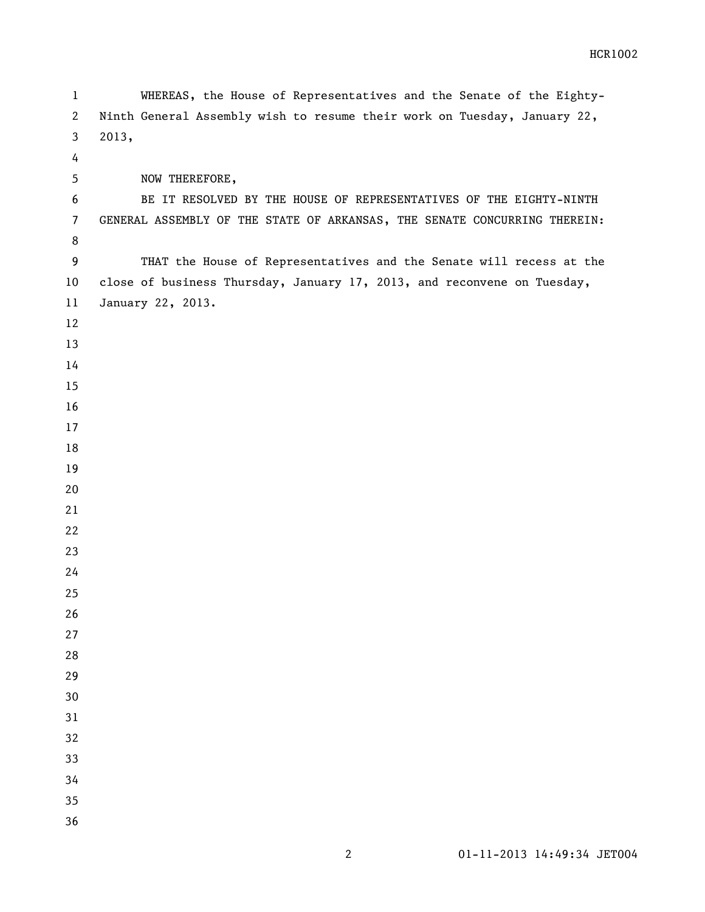WHEREAS, the House of Representatives and the Senate of the Eighty-Ninth General Assembly wish to resume their work on Tuesday, January 22, 2013,

NOW THEREFORE,

BE IT RESOLVED BY THE HOUSE OF REPRESENTATIVES OF THE EIGHTY-NINTH GENERAL ASSEMBLY OF THE STATE OF ARKANSAS, THE SENATE CONCURRING THEREIN:

THAT the House of Representatives and the Senate will recess at the close of business Thursday, January 17, 2013, and reconvene on Tuesday, January 22, 2013.